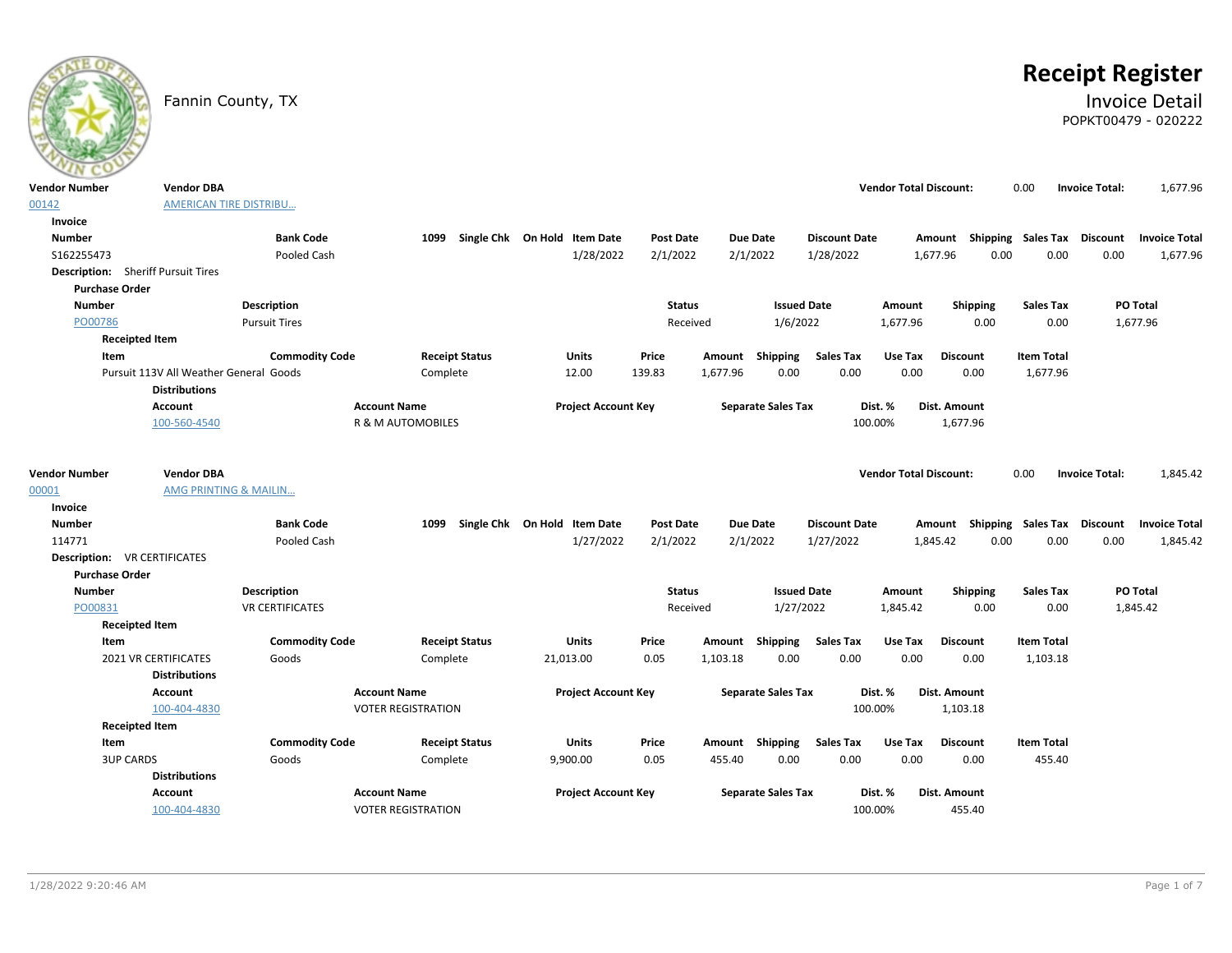# Receipt Register

Fannin County, TX

## Invoice Detail

POPKT00479 - 020222

| Vendor Number | Vendor DBA | Vendor Total Discount: | Invoice Total: |
|---|---|---|---|
| 00142 | AMERICAN TIRE DISTRIBU... | 0.00 | 1,677.96 |

**Invoice**

| Number | Bank Code | 1099 | Single Chk | On Hold | Item Date | Post Date | Due Date | Discount Date | Amount | Shipping | Sales Tax | Discount | Invoice Total |
|---|---|---|---|---|---|---|---|---|---|---|---|---|---|
| S162255473 | Pooled Cash | | | | 1/28/2022 | 2/1/2022 | 2/1/2022 | 1/28/2022 | 1,677.96 | 0.00 | 0.00 | 0.00 | 1,677.96 |

**Description:** Sheriff Pursuit Tires

**Purchase Order**

| Number | Description | Status | Issued Date | Amount | Shipping | Sales Tax | PO Total |
|---|---|---|---|---|---|---|---|
| PO00786 | Pursuit Tires | Received | 1/6/2022 | 1,677.96 | 0.00 | 0.00 | 1,677.96 |

**Receipted Item**

| Item | Commodity Code | Receipt Status | Units | Price | Amount | Shipping | Sales Tax | Use Tax | Discount | Item Total |
|---|---|---|---|---|---|---|---|---|---|---|
| Pursuit 113V All Weather General | Goods | Complete | 12.00 | 139.83 | 1,677.96 | 0.00 | 0.00 | 0.00 | 0.00 | 1,677.96 |

**Distributions**

| Account | Account Name | Project Account Key | Separate Sales Tax | Dist. % | Dist. Amount |
|---|---|---|---|---|---|
| 100-560-4540 | R & M AUTOMOBILES | | | 100.00% | 1,677.96 |

| Vendor Number | Vendor DBA | Vendor Total Discount: | Invoice Total: |
|---|---|---|---|
| 00001 | AMG PRINTING & MAILIN... | 0.00 | 1,845.42 |

**Invoice**

| Number | Bank Code | 1099 | Single Chk | On Hold | Item Date | Post Date | Due Date | Discount Date | Amount | Shipping | Sales Tax | Discount | Invoice Total |
|---|---|---|---|---|---|---|---|---|---|---|---|---|---|
| 114771 | Pooled Cash | | | | 1/27/2022 | 2/1/2022 | 2/1/2022 | 1/27/2022 | 1,845.42 | 0.00 | 0.00 | 0.00 | 1,845.42 |

**Description:** VR CERTIFICATES

**Purchase Order**

| Number | Description | Status | Issued Date | Amount | Shipping | Sales Tax | PO Total |
|---|---|---|---|---|---|---|---|
| PO00831 | VR CERTIFICATES | Received | 1/27/2022 | 1,845.42 | 0.00 | 0.00 | 1,845.42 |

**Receipted Item**

| Item | Commodity Code | Receipt Status | Units | Price | Amount | Shipping | Sales Tax | Use Tax | Discount | Item Total |
|---|---|---|---|---|---|---|---|---|---|---|
| 2021 VR CERTIFICATES | Goods | Complete | 21,013.00 | 0.05 | 1,103.18 | 0.00 | 0.00 | 0.00 | 0.00 | 1,103.18 |

**Distributions**

| Account | Account Name | Project Account Key | Separate Sales Tax | Dist. % | Dist. Amount |
|---|---|---|---|---|---|
| 100-404-4830 | VOTER REGISTRATION | | | 100.00% | 1,103.18 |

**Receipted Item**

| Item | Commodity Code | Receipt Status | Units | Price | Amount | Shipping | Sales Tax | Use Tax | Discount | Item Total |
|---|---|---|---|---|---|---|---|---|---|---|
| 3UP CARDS | Goods | Complete | 9,900.00 | 0.05 | 455.40 | 0.00 | 0.00 | 0.00 | 0.00 | 455.40 |

**Distributions**

| Account | Account Name | Project Account Key | Separate Sales Tax | Dist. % | Dist. Amount |
|---|---|---|---|---|---|
| 100-404-4830 | VOTER REGISTRATION | | | 100.00% | 455.40 |

1/28/2022 9:20:46 AM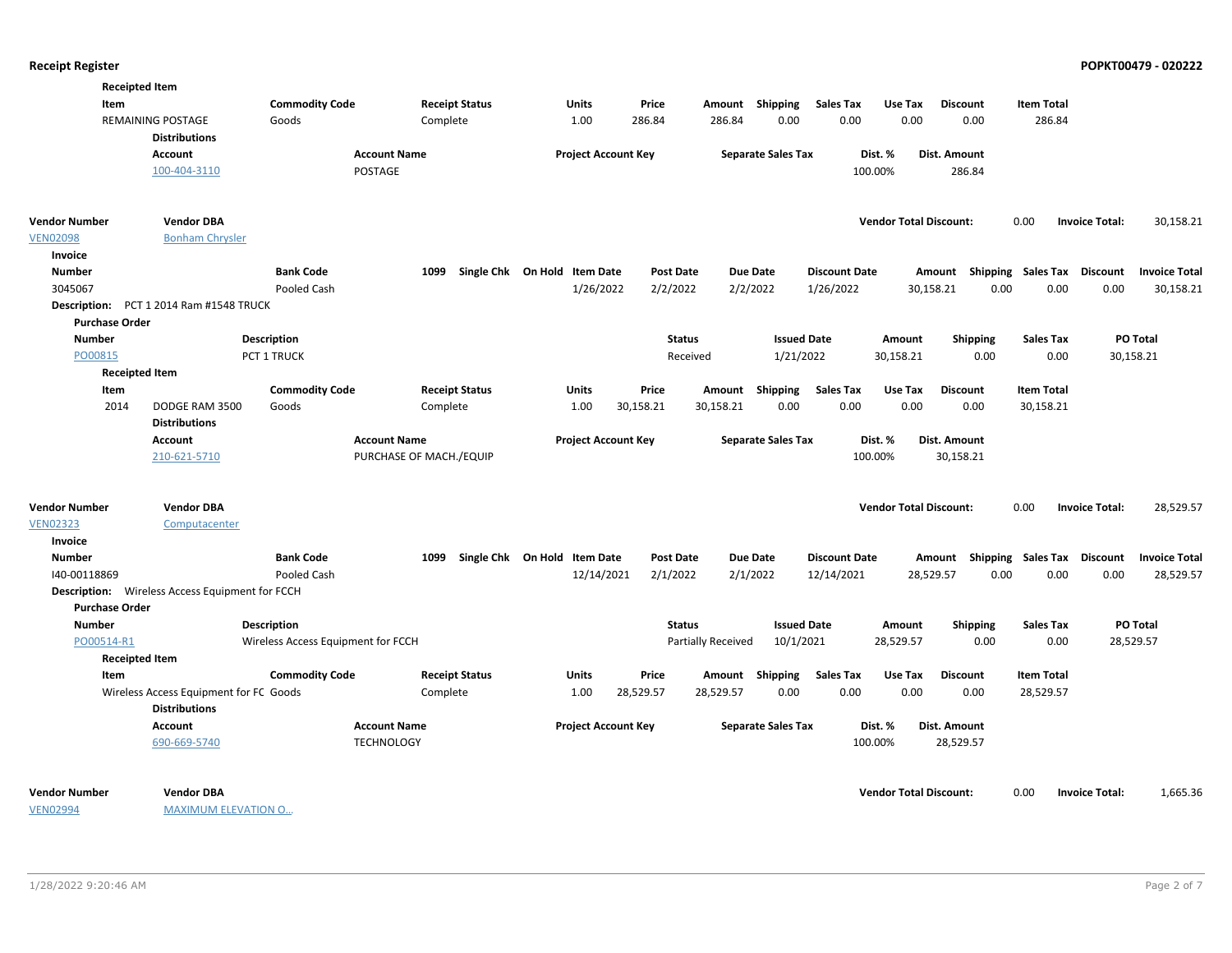**Receipted Item**

| Item | Commodity Code | Receipt Status | Units | Price | Amount | Shipping | Sales Tax | Use Tax | Discount | Item Total |
|---|---|---|---|---|---|---|---|---|---|---|
| REMAINING POSTAGE | Goods | Complete | 1.00 | 286.84 | 286.84 | 0.00 | 0.00 | 0.00 | 0.00 | 286.84 |

**Distributions**

| Account | Account Name | Project Account Key | Separate Sales Tax | Dist. % | Dist. Amount |
|---|---|---|---|---|---|
| 100-404-3110 | POSTAGE | | | 100.00% | 286.84 |

| Vendor Number | Vendor DBA | Vendor Total Discount: | 0.00 | Invoice Total: | 30,158.21 |
|---|---|---|---|---|---|
| VEN02098 | Bonham Chrysler | | | | |

**Invoice**

| Number | Bank Code | 1099 | Single Chk | On Hold | Item Date | Post Date | Due Date | Discount Date | Amount | Shipping | Sales Tax | Discount | Invoice Total |
|---|---|---|---|---|---|---|---|---|---|---|---|---|---|
| 3045067 | Pooled Cash | | | | 1/26/2022 | 2/2/2022 | 2/2/2022 | 1/26/2022 | 30,158.21 | 0.00 | 0.00 | 0.00 | 30,158.21 |

**Description:** PCT 1 2014 Ram #1548 TRUCK

**Purchase Order**

| Number | Description | Status | Issued Date | Amount | Shipping | Sales Tax | PO Total |
|---|---|---|---|---|---|---|---|
| PO00815 | PCT 1 TRUCK | Received | 1/21/2022 | 30,158.21 | 0.00 | 0.00 | 30,158.21 |

**Receipted Item**

| Item | Commodity Code | Receipt Status | Units | Price | Amount | Shipping | Sales Tax | Use Tax | Discount | Item Total |
|---|---|---|---|---|---|---|---|---|---|---|
| 2014 DODGE RAM 3500 | Goods | Complete | 1.00 | 30,158.21 | 30,158.21 | 0.00 | 0.00 | 0.00 | 0.00 | 30,158.21 |

**Distributions**

| Account | Account Name | Project Account Key | Separate Sales Tax | Dist. % | Dist. Amount |
|---|---|---|---|---|---|
| 210-621-5710 | PURCHASE OF MACH./EQUIP | | | 100.00% | 30,158.21 |

| Vendor Number | Vendor DBA | Vendor Total Discount: | 0.00 | Invoice Total: | 28,529.57 |
|---|---|---|---|---|---|
| VEN02323 | Computacenter | | | | |

**Invoice**

| Number | Bank Code | 1099 | Single Chk | On Hold | Item Date | Post Date | Due Date | Discount Date | Amount | Shipping | Sales Tax | Discount | Invoice Total |
|---|---|---|---|---|---|---|---|---|---|---|---|---|---|
| I40-00118869 | Pooled Cash | | | | 12/14/2021 | 2/1/2022 | 2/1/2022 | 12/14/2021 | 28,529.57 | 0.00 | 0.00 | 0.00 | 28,529.57 |

**Description:** Wireless Access Equipment for FCCH

**Purchase Order**

| Number | Description | Status | Issued Date | Amount | Shipping | Sales Tax | PO Total |
|---|---|---|---|---|---|---|---|
| PO00514-R1 | Wireless Access Equipment for FCCH | Partially Received | 10/1/2021 | 28,529.57 | 0.00 | 0.00 | 28,529.57 |

**Receipted Item**

| Item | Commodity Code | Receipt Status | Units | Price | Amount | Shipping | Sales Tax | Use Tax | Discount | Item Total |
|---|---|---|---|---|---|---|---|---|---|---|
| Wireless Access Equipment for FC | Goods | Complete | 1.00 | 28,529.57 | 28,529.57 | 0.00 | 0.00 | 0.00 | 0.00 | 28,529.57 |

**Distributions**

| Account | Account Name | Project Account Key | Separate Sales Tax | Dist. % | Dist. Amount |
|---|---|---|---|---|---|
| 690-669-5740 | TECHNOLOGY | | | 100.00% | 28,529.57 |

| Vendor Number | Vendor DBA | Vendor Total Discount: | 0.00 | Invoice Total: | 1,665.36 |
|---|---|---|---|---|---|
| VEN02994 | MAXIMUM ELEVATION O... | | | | |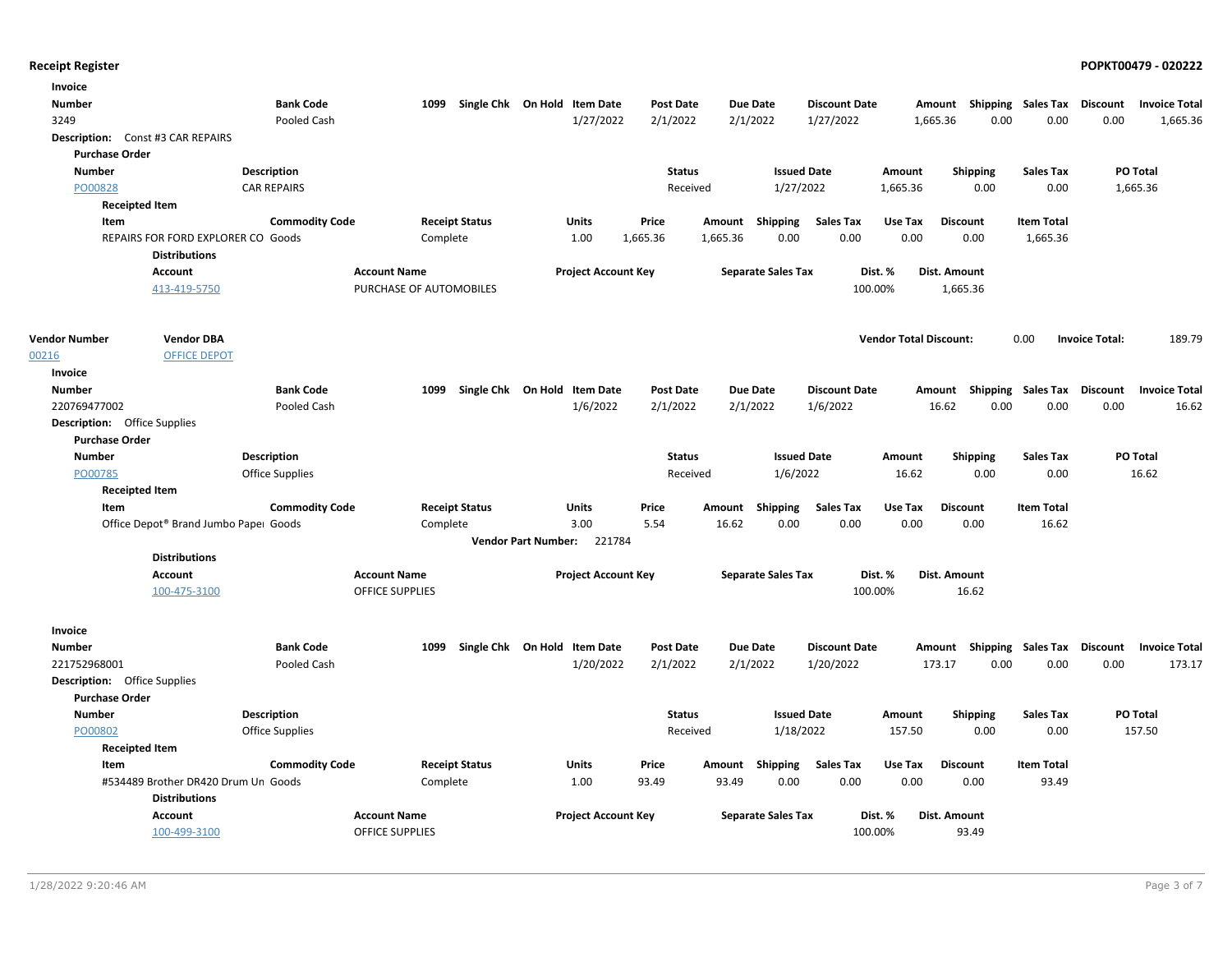**Receipt Register** — **POPKT00479 - 020222**

**Invoice**

| Number | Bank Code | 1099 | Single Chk | On Hold | Item Date | Post Date | Due Date | Discount Date | Amount | Shipping | Sales Tax | Discount | Invoice Total |
|---|---|---|---|---|---|---|---|---|---|---|---|---|---|
| 3249 | Pooled Cash | | | | 1/27/2022 | 2/1/2022 | 2/1/2022 | 1/27/2022 | 1,665.36 | 0.00 | 0.00 | 0.00 | 1,665.36 |

**Description:** Const #3 CAR REPAIRS

**Purchase Order**

| Number | Description | Status | Issued Date | Amount | Shipping | Sales Tax | PO Total |
|---|---|---|---|---|---|---|---|
| PO00828 | CAR REPAIRS | Received | 1/27/2022 | 1,665.36 | 0.00 | 0.00 | 1,665.36 |

**Receipted Item**

| Item | Commodity Code | Receipt Status | Units | Price | Amount | Shipping | Sales Tax | Use Tax | Discount | Item Total |
|---|---|---|---|---|---|---|---|---|---|---|
| REPAIRS FOR FORD EXPLORER CO | Goods | Complete | 1.00 | 1,665.36 | 1,665.36 | 0.00 | 0.00 | 0.00 | 0.00 | 1,665.36 |

**Distributions**

| Account | Account Name | Project Account Key | Separate Sales Tax | Dist. % | Dist. Amount |
|---|---|---|---|---|---|
| 413-419-5750 | PURCHASE OF AUTOMOBILES | | | 100.00% | 1,665.36 |

| Vendor Number | Vendor DBA | Vendor Total Discount: | 0.00 | Invoice Total: | 189.79 |
|---|---|---|---|---|---|
| 00216 | OFFICE DEPOT | | | | |

**Invoice**

| Number | Bank Code | 1099 | Single Chk | On Hold | Item Date | Post Date | Due Date | Discount Date | Amount | Shipping | Sales Tax | Discount | Invoice Total |
|---|---|---|---|---|---|---|---|---|---|---|---|---|---|
| 220769477002 | Pooled Cash | | | | 1/6/2022 | 2/1/2022 | 2/1/2022 | 1/6/2022 | 16.62 | 0.00 | 0.00 | 0.00 | 16.62 |

**Description:** Office Supplies

**Purchase Order**

| Number | Description | Status | Issued Date | Amount | Shipping | Sales Tax | PO Total |
|---|---|---|---|---|---|---|---|
| PO00785 | Office Supplies | Received | 1/6/2022 | 16.62 | 0.00 | 0.00 | 16.62 |

**Receipted Item**

| Item | Commodity Code | Receipt Status | Units | Price | Amount | Shipping | Sales Tax | Use Tax | Discount | Item Total |
|---|---|---|---|---|---|---|---|---|---|---|
| Office Depot® Brand Jumbo Paper | Goods | Complete | 3.00 | 5.54 | 16.62 | 0.00 | 0.00 | 0.00 | 0.00 | 16.62 |

**Vendor Part Number:** 221784

**Distributions**

| Account | Account Name | Project Account Key | Separate Sales Tax | Dist. % | Dist. Amount |
|---|---|---|---|---|---|
| 100-475-3100 | OFFICE SUPPLIES | | | 100.00% | 16.62 |

**Invoice**

| Number | Bank Code | 1099 | Single Chk | On Hold | Item Date | Post Date | Due Date | Discount Date | Amount | Shipping | Sales Tax | Discount | Invoice Total |
|---|---|---|---|---|---|---|---|---|---|---|---|---|---|
| 221752968001 | Pooled Cash | | | | 1/20/2022 | 2/1/2022 | 2/1/2022 | 1/20/2022 | 173.17 | 0.00 | 0.00 | 0.00 | 173.17 |

**Description:** Office Supplies

**Purchase Order**

| Number | Description | Status | Issued Date | Amount | Shipping | Sales Tax | PO Total |
|---|---|---|---|---|---|---|---|
| PO00802 | Office Supplies | Received | 1/18/2022 | 157.50 | 0.00 | 0.00 | 157.50 |

**Receipted Item**

| Item | Commodity Code | Receipt Status | Units | Price | Amount | Shipping | Sales Tax | Use Tax | Discount | Item Total |
|---|---|---|---|---|---|---|---|---|---|---|
| #534489 Brother DR420 Drum Un | Goods | Complete | 1.00 | 93.49 | 93.49 | 0.00 | 0.00 | 0.00 | 0.00 | 93.49 |

**Distributions**

| Account | Account Name | Project Account Key | Separate Sales Tax | Dist. % | Dist. Amount |
|---|---|---|---|---|---|
| 100-499-3100 | OFFICE SUPPLIES | | | 100.00% | 93.49 |

1/28/2022 9:20:46 AM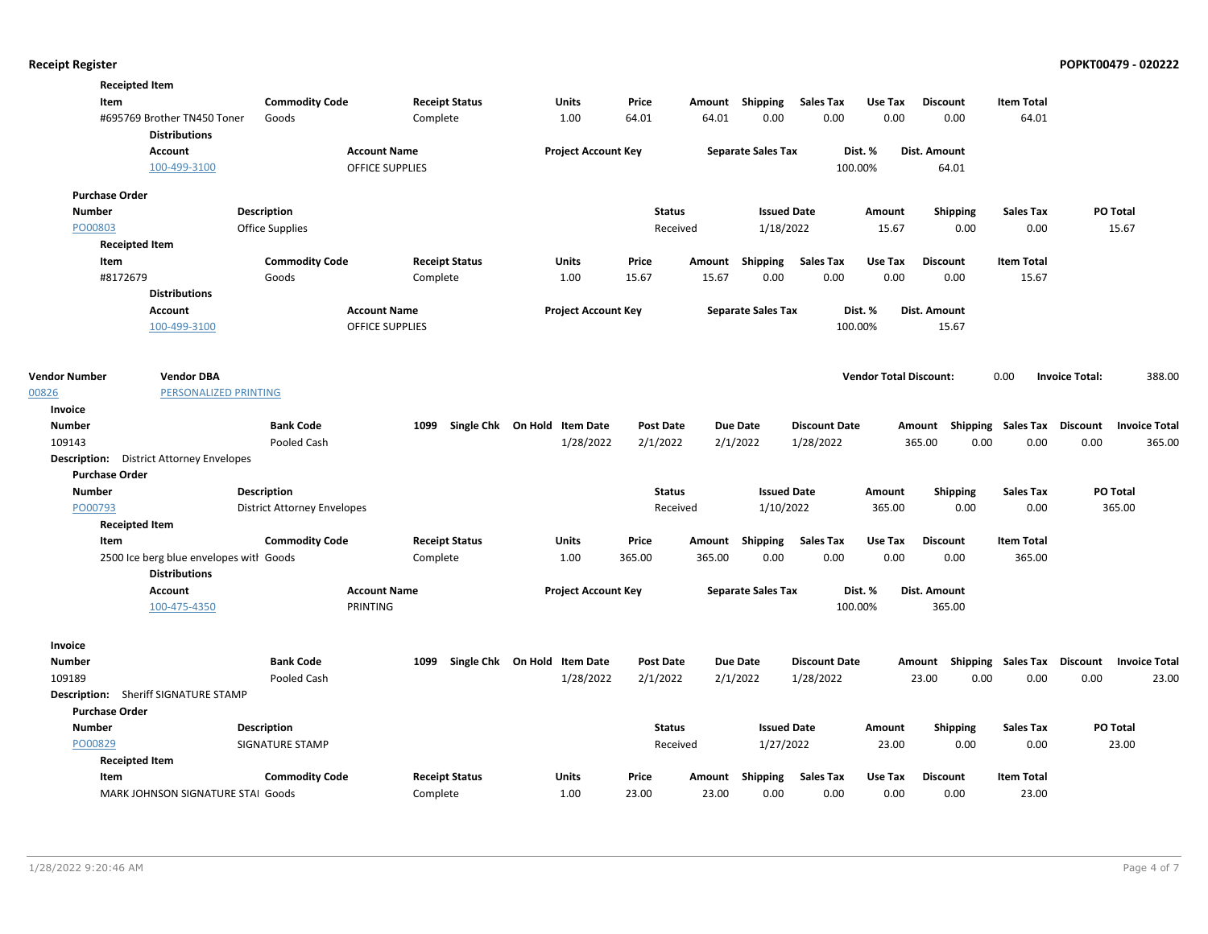**Receipted Item**

| Item | Commodity Code | Receipt Status | Units | Price | Amount | Shipping | Sales Tax | Use Tax | Discount | Item Total |
|---|---|---|---|---|---|---|---|---|---|---|
| #695769 Brother TN450 Toner | Goods | Complete | 1.00 | 64.01 | 64.01 | 0.00 | 0.00 | 0.00 | 0.00 | 64.01 |

**Distributions**

| Account | Account Name | Project Account Key | Separate Sales Tax | Dist. % | Dist. Amount |
|---|---|---|---|---|---|
| 100-499-3100 | OFFICE SUPPLIES | | | 100.00% | 64.01 |

**Purchase Order**

| Number | Description | Status | Issued Date | Amount | Shipping | Sales Tax | PO Total |
|---|---|---|---|---|---|---|---|
| PO00803 | Office Supplies | Received | 1/18/2022 | 15.67 | 0.00 | 0.00 | 15.67 |

**Receipted Item**

| Item | Commodity Code | Receipt Status | Units | Price | Amount | Shipping | Sales Tax | Use Tax | Discount | Item Total |
|---|---|---|---|---|---|---|---|---|---|---|
| #8172679 | Goods | Complete | 1.00 | 15.67 | 15.67 | 0.00 | 0.00 | 0.00 | 0.00 | 15.67 |

**Distributions**

| Account | Account Name | Project Account Key | Separate Sales Tax | Dist. % | Dist. Amount |
|---|---|---|---|---|---|
| 100-499-3100 | OFFICE SUPPLIES | | | 100.00% | 15.67 |

| Vendor Number | Vendor DBA | Vendor Total Discount: | Invoice Total: |
|---|---|---|---|
| 00826 | PERSONALIZED PRINTING | 0.00 | 388.00 |

**Invoice**

| Number | Bank Code | 1099 | Single Chk | On Hold | Item Date | Post Date | Due Date | Discount Date | Amount | Shipping | Sales Tax | Discount | Invoice Total |
|---|---|---|---|---|---|---|---|---|---|---|---|---|---|
| 109143 | Pooled Cash | | | | 1/28/2022 | 2/1/2022 | 2/1/2022 | 1/28/2022 | 365.00 | 0.00 | 0.00 | 0.00 | 365.00 |

**Description:** District Attorney Envelopes

**Purchase Order**

| Number | Description | Status | Issued Date | Amount | Shipping | Sales Tax | PO Total |
|---|---|---|---|---|---|---|---|
| PO00793 | District Attorney Envelopes | Received | 1/10/2022 | 365.00 | 0.00 | 0.00 | 365.00 |

**Receipted Item**

| Item | Commodity Code | Receipt Status | Units | Price | Amount | Shipping | Sales Tax | Use Tax | Discount | Item Total |
|---|---|---|---|---|---|---|---|---|---|---|
| 2500 Ice berg blue envelopes witl | Goods | Complete | 1.00 | 365.00 | 365.00 | 0.00 | 0.00 | 0.00 | 0.00 | 365.00 |

**Distributions**

| Account | Account Name | Project Account Key | Separate Sales Tax | Dist. % | Dist. Amount |
|---|---|---|---|---|---|
| 100-475-4350 | PRINTING | | | 100.00% | 365.00 |

**Invoice**

| Number | Bank Code | 1099 | Single Chk | On Hold | Item Date | Post Date | Due Date | Discount Date | Amount | Shipping | Sales Tax | Discount | Invoice Total |
|---|---|---|---|---|---|---|---|---|---|---|---|---|---|
| 109189 | Pooled Cash | | | | 1/28/2022 | 2/1/2022 | 2/1/2022 | 1/28/2022 | 23.00 | 0.00 | 0.00 | 0.00 | 23.00 |

**Description:** Sheriff SIGNATURE STAMP

**Purchase Order**

| Number | Description | Status | Issued Date | Amount | Shipping | Sales Tax | PO Total |
|---|---|---|---|---|---|---|---|
| PO00829 | SIGNATURE STAMP | Received | 1/27/2022 | 23.00 | 0.00 | 0.00 | 23.00 |

**Receipted Item**

| Item | Commodity Code | Receipt Status | Units | Price | Amount | Shipping | Sales Tax | Use Tax | Discount | Item Total |
|---|---|---|---|---|---|---|---|---|---|---|
| MARK JOHNSON SIGNATURE STAI | Goods | Complete | 1.00 | 23.00 | 23.00 | 0.00 | 0.00 | 0.00 | 0.00 | 23.00 |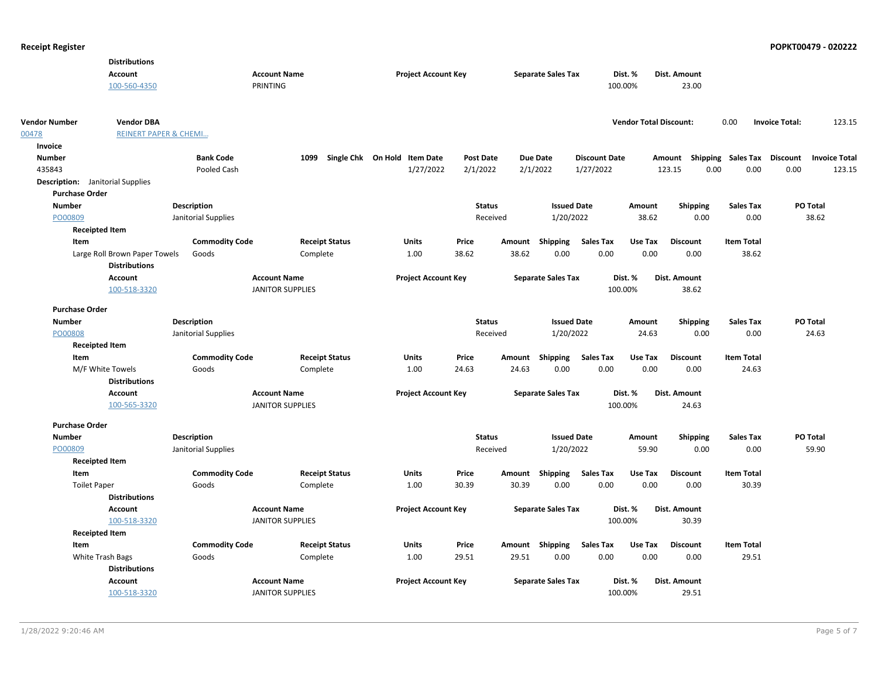**Distributions**

| Account | Account Name | Project Account Key | Separate Sales Tax | Dist. % | Dist. Amount |
|---|---|---|---|---|---|
| 100-560-4350 | PRINTING | | | 100.00% | 23.00 |

| Vendor Number | Vendor DBA | Vendor Total Discount: | 0.00 | Invoice Total: | 123.15 |
|---|---|---|---|---|---|
| 00478 | REINERT PAPER & CHEMI... | | | | |

**Invoice**

| Number | Bank Code | 1099 | Single Chk | On Hold | Item Date | Post Date | Due Date | Discount Date | Amount | Shipping | Sales Tax | Discount | Invoice Total |
|---|---|---|---|---|---|---|---|---|---|---|---|---|---|
| 435843 | Pooled Cash | | | | 1/27/2022 | 2/1/2022 | 2/1/2022 | 1/27/2022 | 123.15 | 0.00 | 0.00 | 0.00 | 123.15 |

**Description:** Janitorial Supplies

**Purchase Order**

| Number | Description | Status | Issued Date | Amount | Shipping | Sales Tax | PO Total |
|---|---|---|---|---|---|---|---|
| PO00809 | Janitorial Supplies | Received | 1/20/2022 | 38.62 | 0.00 | 0.00 | 38.62 |

**Receipted Item**

| Item | Commodity Code | Receipt Status | Units | Price | Amount | Shipping | Sales Tax | Use Tax | Discount | Item Total |
|---|---|---|---|---|---|---|---|---|---|---|
| Large Roll Brown Paper Towels | Goods | Complete | 1.00 | 38.62 | 38.62 | 0.00 | 0.00 | 0.00 | 0.00 | 38.62 |

**Distributions**

| Account | Account Name | Project Account Key | Separate Sales Tax | Dist. % | Dist. Amount |
|---|---|---|---|---|---|
| 100-518-3320 | JANITOR SUPPLIES | | | 100.00% | 38.62 |

**Purchase Order**

| Number | Description | Status | Issued Date | Amount | Shipping | Sales Tax | PO Total |
|---|---|---|---|---|---|---|---|
| PO00808 | Janitorial Supplies | Received | 1/20/2022 | 24.63 | 0.00 | 0.00 | 24.63 |

**Receipted Item**

| Item | Commodity Code | Receipt Status | Units | Price | Amount | Shipping | Sales Tax | Use Tax | Discount | Item Total |
|---|---|---|---|---|---|---|---|---|---|---|
| M/F White Towels | Goods | Complete | 1.00 | 24.63 | 24.63 | 0.00 | 0.00 | 0.00 | 0.00 | 24.63 |

**Distributions**

| Account | Account Name | Project Account Key | Separate Sales Tax | Dist. % | Dist. Amount |
|---|---|---|---|---|---|
| 100-565-3320 | JANITOR SUPPLIES | | | 100.00% | 24.63 |

**Purchase Order**

| Number | Description | Status | Issued Date | Amount | Shipping | Sales Tax | PO Total |
|---|---|---|---|---|---|---|---|
| PO00809 | Janitorial Supplies | Received | 1/20/2022 | 59.90 | 0.00 | 0.00 | 59.90 |

**Receipted Item**

| Item | Commodity Code | Receipt Status | Units | Price | Amount | Shipping | Sales Tax | Use Tax | Discount | Item Total |
|---|---|---|---|---|---|---|---|---|---|---|
| Toilet Paper | Goods | Complete | 1.00 | 30.39 | 30.39 | 0.00 | 0.00 | 0.00 | 0.00 | 30.39 |

**Distributions**

| Account | Account Name | Project Account Key | Separate Sales Tax | Dist. % | Dist. Amount |
|---|---|---|---|---|---|
| 100-518-3320 | JANITOR SUPPLIES | | | 100.00% | 30.39 |

**Receipted Item**

| Item | Commodity Code | Receipt Status | Units | Price | Amount | Shipping | Sales Tax | Use Tax | Discount | Item Total |
|---|---|---|---|---|---|---|---|---|---|---|
| White Trash Bags | Goods | Complete | 1.00 | 29.51 | 29.51 | 0.00 | 0.00 | 0.00 | 0.00 | 29.51 |

**Distributions**

| Account | Account Name | Project Account Key | Separate Sales Tax | Dist. % | Dist. Amount |
|---|---|---|---|---|---|
| 100-518-3320 | JANITOR SUPPLIES | | | 100.00% | 29.51 |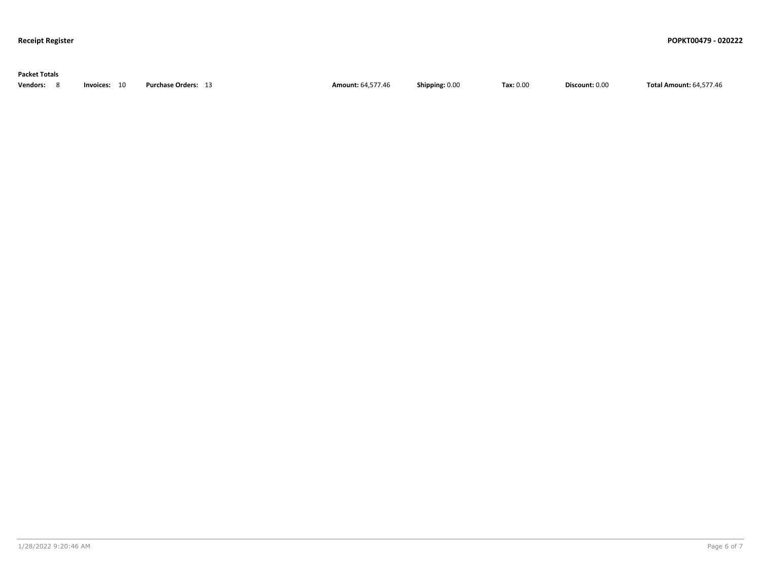**Packet Totals**

| Vendors: | 8 | Invoices: | 10 | Purchase Orders: | 13 | Amount: 64,577.46 | Shipping: 0.00 | Tax: 0.00 | Discount: 0.00 | Total Amount: 64,577.46 |
|---|---|---|---|---|---|---|---|---|---|---|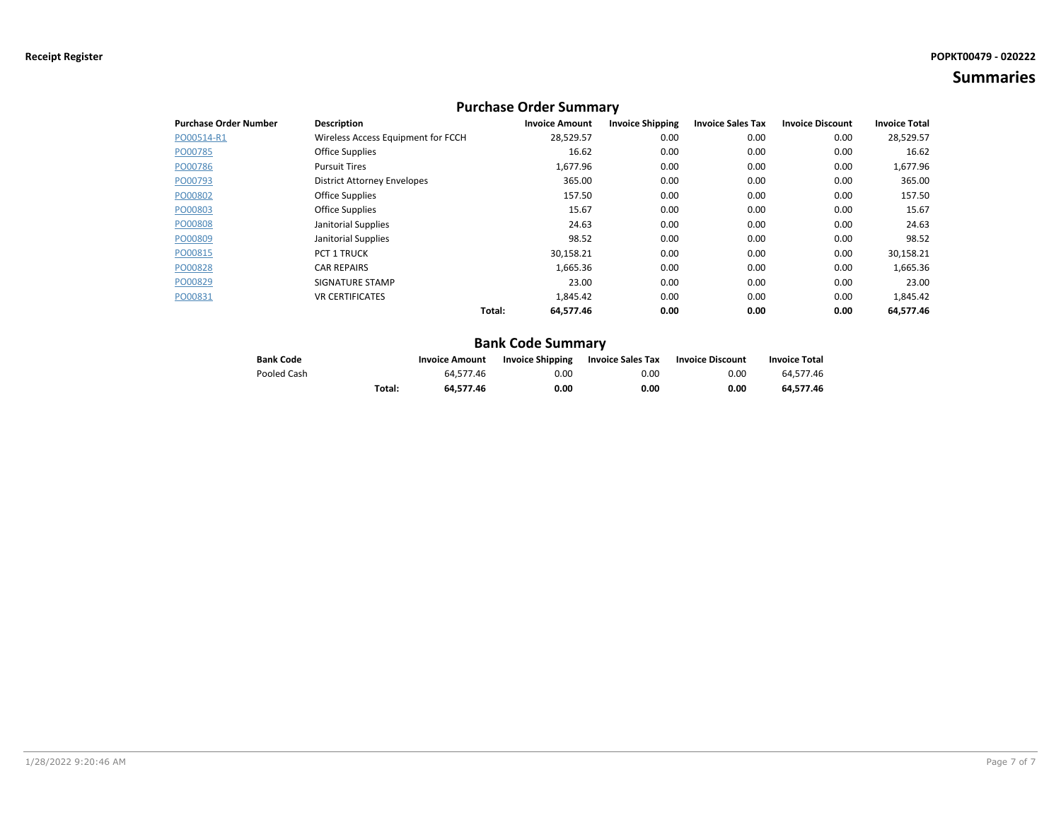## Summaries

### Purchase Order Summary

| Purchase Order Number | Description | Invoice Amount | Invoice Shipping | Invoice Sales Tax | Invoice Discount | Invoice Total |
|---|---|---|---|---|---|---|
| PO00514-R1 | Wireless Access Equipment for FCCH | 28,529.57 | 0.00 | 0.00 | 0.00 | 28,529.57 |
| PO00785 | Office Supplies | 16.62 | 0.00 | 0.00 | 0.00 | 16.62 |
| PO00786 | Pursuit Tires | 1,677.96 | 0.00 | 0.00 | 0.00 | 1,677.96 |
| PO00793 | District Attorney Envelopes | 365.00 | 0.00 | 0.00 | 0.00 | 365.00 |
| PO00802 | Office Supplies | 157.50 | 0.00 | 0.00 | 0.00 | 157.50 |
| PO00803 | Office Supplies | 15.67 | 0.00 | 0.00 | 0.00 | 15.67 |
| PO00808 | Janitorial Supplies | 24.63 | 0.00 | 0.00 | 0.00 | 24.63 |
| PO00809 | Janitorial Supplies | 98.52 | 0.00 | 0.00 | 0.00 | 98.52 |
| PO00815 | PCT 1 TRUCK | 30,158.21 | 0.00 | 0.00 | 0.00 | 30,158.21 |
| PO00828 | CAR REPAIRS | 1,665.36 | 0.00 | 0.00 | 0.00 | 1,665.36 |
| PO00829 | SIGNATURE STAMP | 23.00 | 0.00 | 0.00 | 0.00 | 23.00 |
| PO00831 | VR CERTIFICATES | 1,845.42 | 0.00 | 0.00 | 0.00 | 1,845.42 |
| | **Total:** | **64,577.46** | **0.00** | **0.00** | **0.00** | **64,577.46** |

### Bank Code Summary

| Bank Code | | Invoice Amount | Invoice Shipping | Invoice Sales Tax | Invoice Discount | Invoice Total |
|---|---|---|---|---|---|---|
| Pooled Cash | | 64,577.46 | 0.00 | 0.00 | 0.00 | 64,577.46 |
| | **Total:** | **64,577.46** | **0.00** | **0.00** | **0.00** | **64,577.46** |